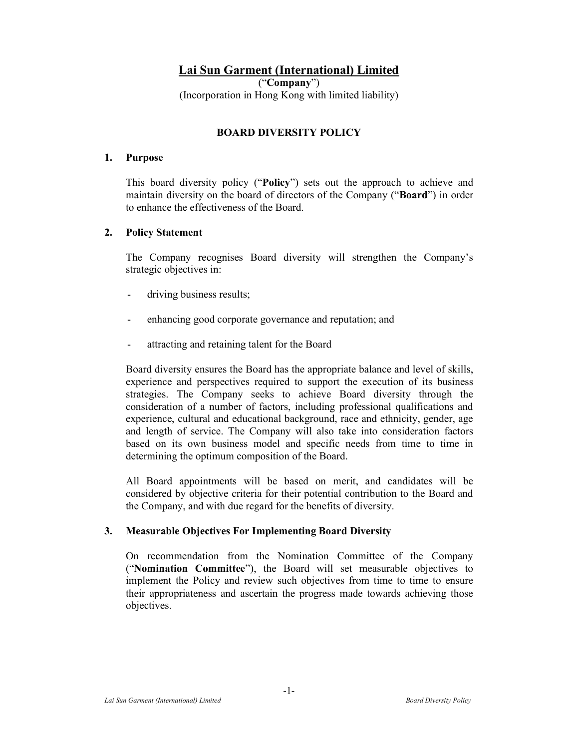# Lai Sun Garment (International) Limited

("**Company**")

(Incorporation in Hong Kong with limited liability)

## BOARD DIVERSITY POLICY

### 1. Purpose

This board diversity policy ("**Policy**") sets out the approach to achieve and maintain diversity on the board of directors of the Company ("**Board**") in order to enhance the effectiveness of the Board.

### 2. Policy Statement

The Company recognises Board diversity will strengthen the Company's strategic objectives in:

- driving business results;
- enhancing good corporate governance and reputation; and
- attracting and retaining talent for the Board

Board diversity ensures the Board has the appropriate balance and level of skills, experience and perspectives required to support the execution of its business strategies. The Company seeks to achieve Board diversity through the consideration of a number of factors, including professional qualifications and experience, cultural and educational background, race and ethnicity, gender, age and length of service. The Company will also take into consideration factors based on its own business model and specific needs from time to time in determining the optimum composition of the Board.

All Board appointments will be based on merit, and candidates will be considered by objective criteria for their potential contribution to the Board and the Company, and with due regard for the benefits of diversity.

### 3. Measurable Objectives For Implementing Board Diversity

On recommendation from the Nomination Committee of the Company ("**Nomination Committee**"), the Board will set measurable objectives to implement the Policy and review such objectives from time to time to ensure their appropriateness and ascertain the progress made towards achieving those objectives.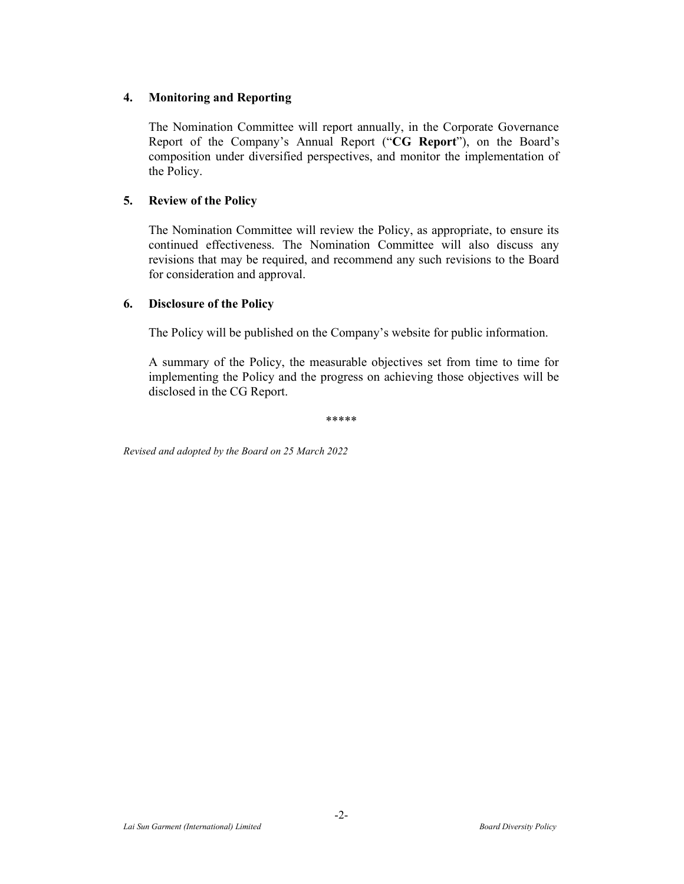## 4. Monitoring and Reporting

The Nomination Committee will report annually, in the Corporate Governance Report of the Company's Annual Report ("**CG Report**"), on the Board's composition under diversified perspectives, and monitor the implementation of the Policy.

## 5. Review of the Policy

The Nomination Committee will review the Policy, as appropriate, to ensure its continued effectiveness. The Nomination Committee will also discuss any revisions that may be required, and recommend any such revisions to the Board for consideration and approval.

## 6. Disclosure of the Policy

The Policy will be published on the Company's website for public information.

A summary of the Policy, the measurable objectives set from time to time for implementing the Policy and the progress on achieving those objectives will be disclosed in the CG Report.

*****

*Revised and adopted by the Board on 25 March 2022*